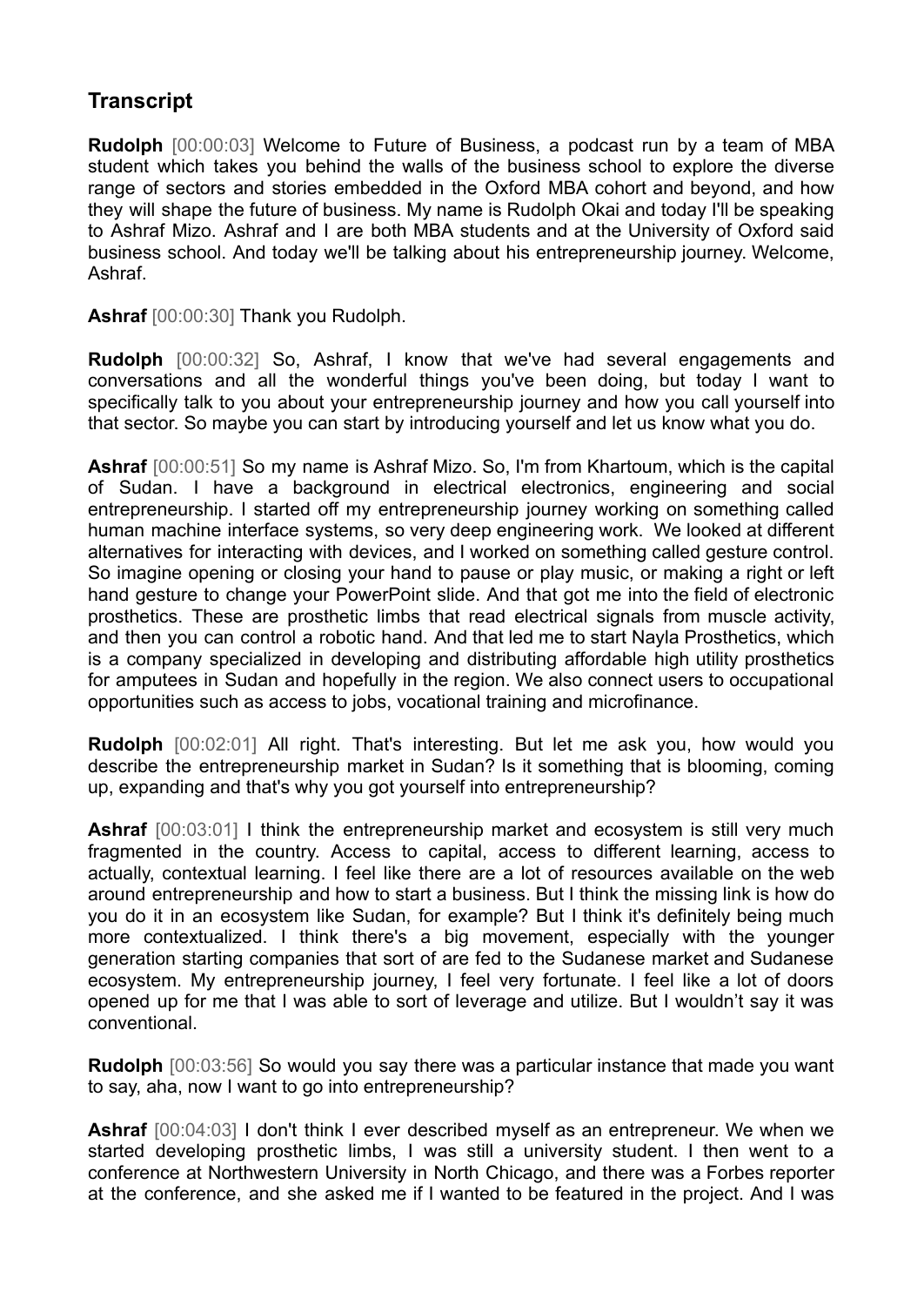## Transcript

**Rudolph** [00:00:03] Welcome to Future of Business, a podcast run by a team of MBA student which takes you behind the walls of the business school to explore the diverse range of sectors and stories embedded in the Oxford MBA cohort and beyond, and how they will shape the future of business. My name is Rudolph Okai and today I'll be speaking to Ashraf Mizo. Ashraf and I are both MBA students and at the University of Oxford said business school. And today we'll be talking about his entrepreneurship journey. Welcome, Ashraf.

**Ashraf** [00:00:30] Thank you Rudolph.

**Rudolph** [00:00:32] So, Ashraf, I know that we've had several engagements and conversations and all the wonderful things you've been doing, but today I want to specifically talk to you about your entrepreneurship journey and how you call yourself into that sector. So maybe you can start by introducing yourself and let us know what you do.

**Ashraf** [00:00:51] So my name is Ashraf Mizo. So, I'm from Khartoum, which is the capital of Sudan. I have a background in electrical electronics, engineering and social entrepreneurship. I started off my entrepreneurship journey working on something called human machine interface systems, so very deep engineering work. We looked at different alternatives for interacting with devices, and I worked on something called gesture control. So imagine opening or closing your hand to pause or play music, or making a right or left hand gesture to change your PowerPoint slide. And that got me into the field of electronic prosthetics. These are prosthetic limbs that read electrical signals from muscle activity, and then you can control a robotic hand. And that led me to start Nayla Prosthetics, which is a company specialized in developing and distributing affordable high utility prosthetics for amputees in Sudan and hopefully in the region. We also connect users to occupational opportunities such as access to jobs, vocational training and microfinance.

**Rudolph** [00:02:01] All right. That's interesting. But let me ask you, how would you describe the entrepreneurship market in Sudan? Is it something that is blooming, coming up, expanding and that's why you got yourself into entrepreneurship?

**Ashraf** [00:03:01] I think the entrepreneurship market and ecosystem is still very much fragmented in the country. Access to capital, access to different learning, access to actually, contextual learning. I feel like there are a lot of resources available on the web around entrepreneurship and how to start a business. But I think the missing link is how do you do it in an ecosystem like Sudan, for example? But I think it's definitely being much more contextualized. I think there's a big movement, especially with the younger generation starting companies that sort of are fed to the Sudanese market and Sudanese ecosystem. My entrepreneurship journey, I feel very fortunate. I feel like a lot of doors opened up for me that I was able to sort of leverage and utilize. But I wouldn't say it was conventional.

**Rudolph** [00:03:56] So would you say there was a particular instance that made you want to say, aha, now I want to go into entrepreneurship?

**Ashraf** [00:04:03] I don't think I ever described myself as an entrepreneur. We when we started developing prosthetic limbs, I was still a university student. I then went to a conference at Northwestern University in North Chicago, and there was a Forbes reporter at the conference, and she asked me if I wanted to be featured in the project. And I was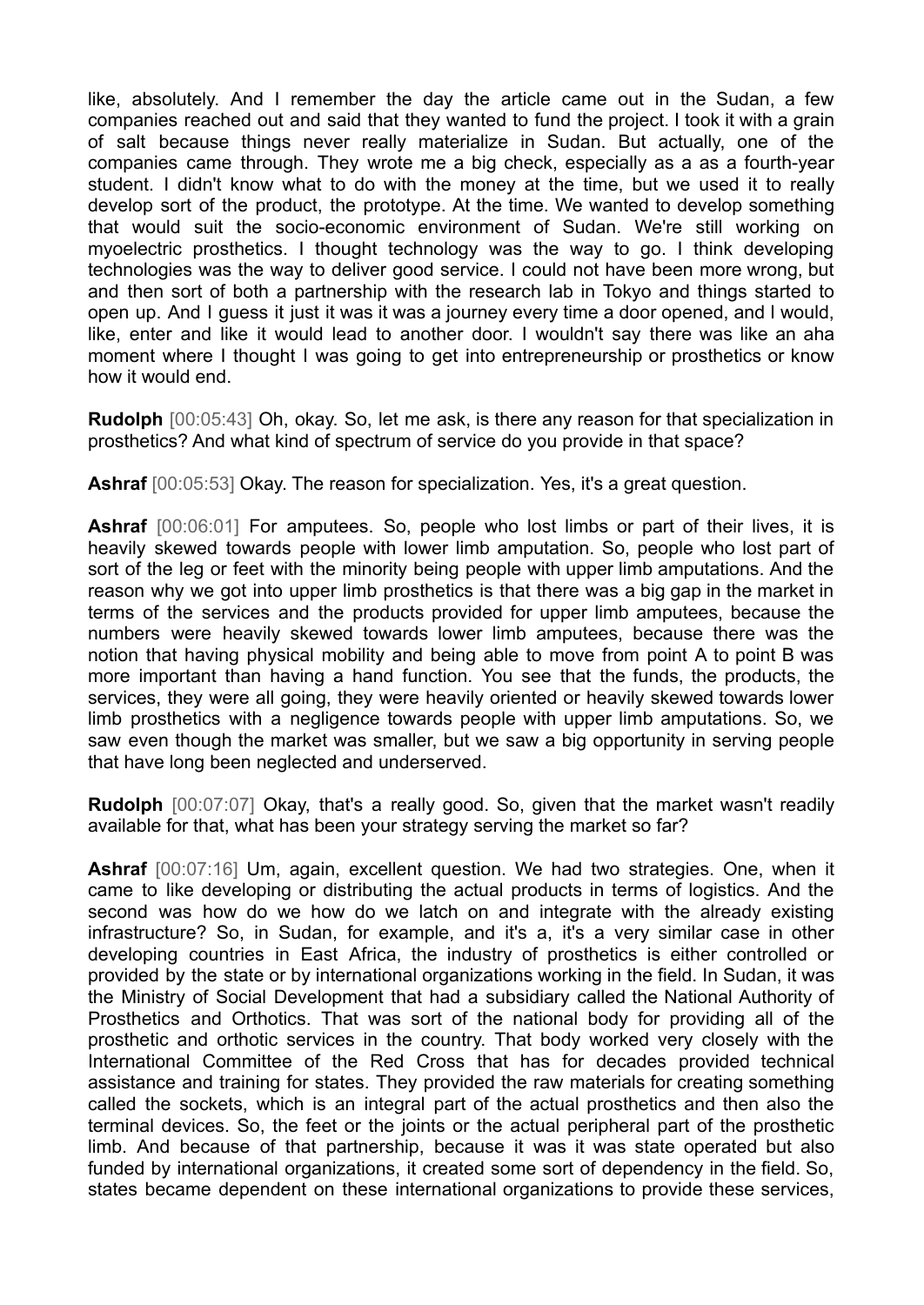like, absolutely. And I remember the day the article came out in the Sudan, a few companies reached out and said that they wanted to fund the project. I took it with a grain of salt because things never really materialize in Sudan. But actually, one of the companies came through. They wrote me a big check, especially as a as a fourth-year student. I didn't know what to do with the money at the time, but we used it to really develop sort of the product, the prototype. At the time. We wanted to develop something that would suit the socio-economic environment of Sudan. We're still working on myoelectric prosthetics. I thought technology was the way to go. I think developing technologies was the way to deliver good service. I could not have been more wrong, but and then sort of both a partnership with the research lab in Tokyo and things started to open up. And I guess it just it was it was a journey every time a door opened, and I would, like, enter and like it would lead to another door. I wouldn't say there was like an aha moment where I thought I was going to get into entrepreneurship or prosthetics or know how it would end.

**Rudolph** [00:05:43] Oh, okay. So, let me ask, is there any reason for that specialization in prosthetics? And what kind of spectrum of service do you provide in that space?

**Ashraf** [00:05:53] Okay. The reason for specialization. Yes, it's a great question.

**Ashraf** [00:06:01] For amputees. So, people who lost limbs or part of their lives, it is heavily skewed towards people with lower limb amputation. So, people who lost part of sort of the leg or feet with the minority being people with upper limb amputations. And the reason why we got into upper limb prosthetics is that there was a big gap in the market in terms of the services and the products provided for upper limb amputees, because the numbers were heavily skewed towards lower limb amputees, because there was the notion that having physical mobility and being able to move from point A to point B was more important than having a hand function. You see that the funds, the products, the services, they were all going, they were heavily oriented or heavily skewed towards lower limb prosthetics with a negligence towards people with upper limb amputations. So, we saw even though the market was smaller, but we saw a big opportunity in serving people that have long been neglected and underserved.

**Rudolph** [00:07:07] Okay, that's a really good. So, given that the market wasn't readily available for that, what has been your strategy serving the market so far?

**Ashraf** [00:07:16] Um, again, excellent question. We had two strategies. One, when it came to like developing or distributing the actual products in terms of logistics. And the second was how do we how do we latch on and integrate with the already existing infrastructure? So, in Sudan, for example, and it's a, it's a very similar case in other developing countries in East Africa, the industry of prosthetics is either controlled or provided by the state or by international organizations working in the field. In Sudan, it was the Ministry of Social Development that had a subsidiary called the National Authority of Prosthetics and Orthotics. That was sort of the national body for providing all of the prosthetic and orthotic services in the country. That body worked very closely with the International Committee of the Red Cross that has for decades provided technical assistance and training for states. They provided the raw materials for creating something called the sockets, which is an integral part of the actual prosthetics and then also the terminal devices. So, the feet or the joints or the actual peripheral part of the prosthetic limb. And because of that partnership, because it was it was state operated but also funded by international organizations, it created some sort of dependency in the field. So, states became dependent on these international organizations to provide these services,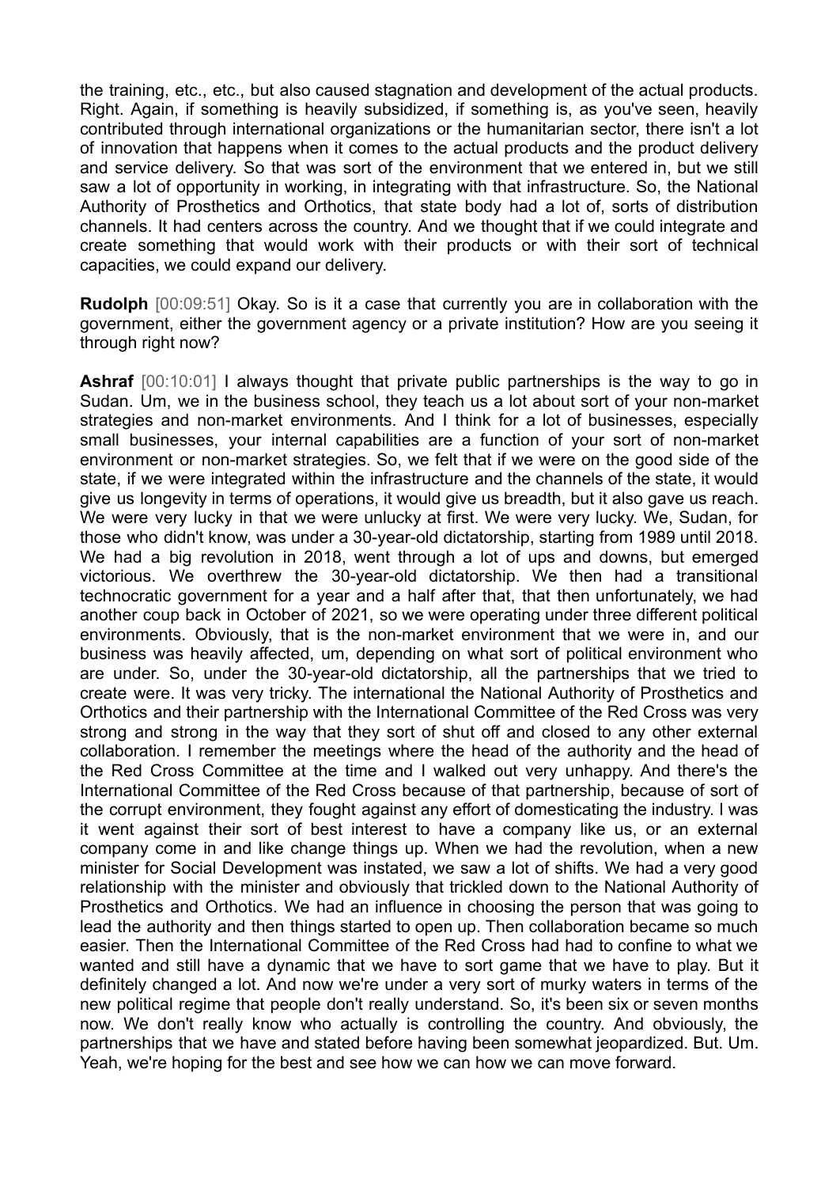the training, etc., etc., but also caused stagnation and development of the actual products. Right. Again, if something is heavily subsidized, if something is, as you've seen, heavily contributed through international organizations or the humanitarian sector, there isn't a lot of innovation that happens when it comes to the actual products and the product delivery and service delivery. So that was sort of the environment that we entered in, but we still saw a lot of opportunity in working, in integrating with that infrastructure. So, the National Authority of Prosthetics and Orthotics, that state body had a lot of, sorts of distribution channels. It had centers across the country. And we thought that if we could integrate and create something that would work with their products or with their sort of technical capacities, we could expand our delivery.

**Rudolph** [00:09:51] Okay. So is it a case that currently you are in collaboration with the government, either the government agency or a private institution? How are you seeing it through right now?

**Ashraf** [00:10:01] I always thought that private public partnerships is the way to go in Sudan. Um, we in the business school, they teach us a lot about sort of your non-market strategies and non-market environments. And I think for a lot of businesses, especially small businesses, your internal capabilities are a function of your sort of non-market environment or non-market strategies. So, we felt that if we were on the good side of the state, if we were integrated within the infrastructure and the channels of the state, it would give us longevity in terms of operations, it would give us breadth, but it also gave us reach. We were very lucky in that we were unlucky at first. We were very lucky. We, Sudan, for those who didn't know, was under a 30-year-old dictatorship, starting from 1989 until 2018. We had a big revolution in 2018, went through a lot of ups and downs, but emerged victorious. We overthrew the 30-year-old dictatorship. We then had a transitional technocratic government for a year and a half after that, that then unfortunately, we had another coup back in October of 2021, so we were operating under three different political environments. Obviously, that is the non-market environment that we were in, and our business was heavily affected, um, depending on what sort of political environment who are under. So, under the 30-year-old dictatorship, all the partnerships that we tried to create were. It was very tricky. The international the National Authority of Prosthetics and Orthotics and their partnership with the International Committee of the Red Cross was very strong and strong in the way that they sort of shut off and closed to any other external collaboration. I remember the meetings where the head of the authority and the head of the Red Cross Committee at the time and I walked out very unhappy. And there's the International Committee of the Red Cross because of that partnership, because of sort of the corrupt environment, they fought against any effort of domesticating the industry. I was it went against their sort of best interest to have a company like us, or an external company come in and like change things up. When we had the revolution, when a new minister for Social Development was instated, we saw a lot of shifts. We had a very good relationship with the minister and obviously that trickled down to the National Authority of Prosthetics and Orthotics. We had an influence in choosing the person that was going to lead the authority and then things started to open up. Then collaboration became so much easier. Then the International Committee of the Red Cross had had to confine to what we wanted and still have a dynamic that we have to sort game that we have to play. But it definitely changed a lot. And now we're under a very sort of murky waters in terms of the new political regime that people don't really understand. So, it's been six or seven months now. We don't really know who actually is controlling the country. And obviously, the partnerships that we have and stated before having been somewhat jeopardized. But. Um. Yeah, we're hoping for the best and see how we can how we can move forward.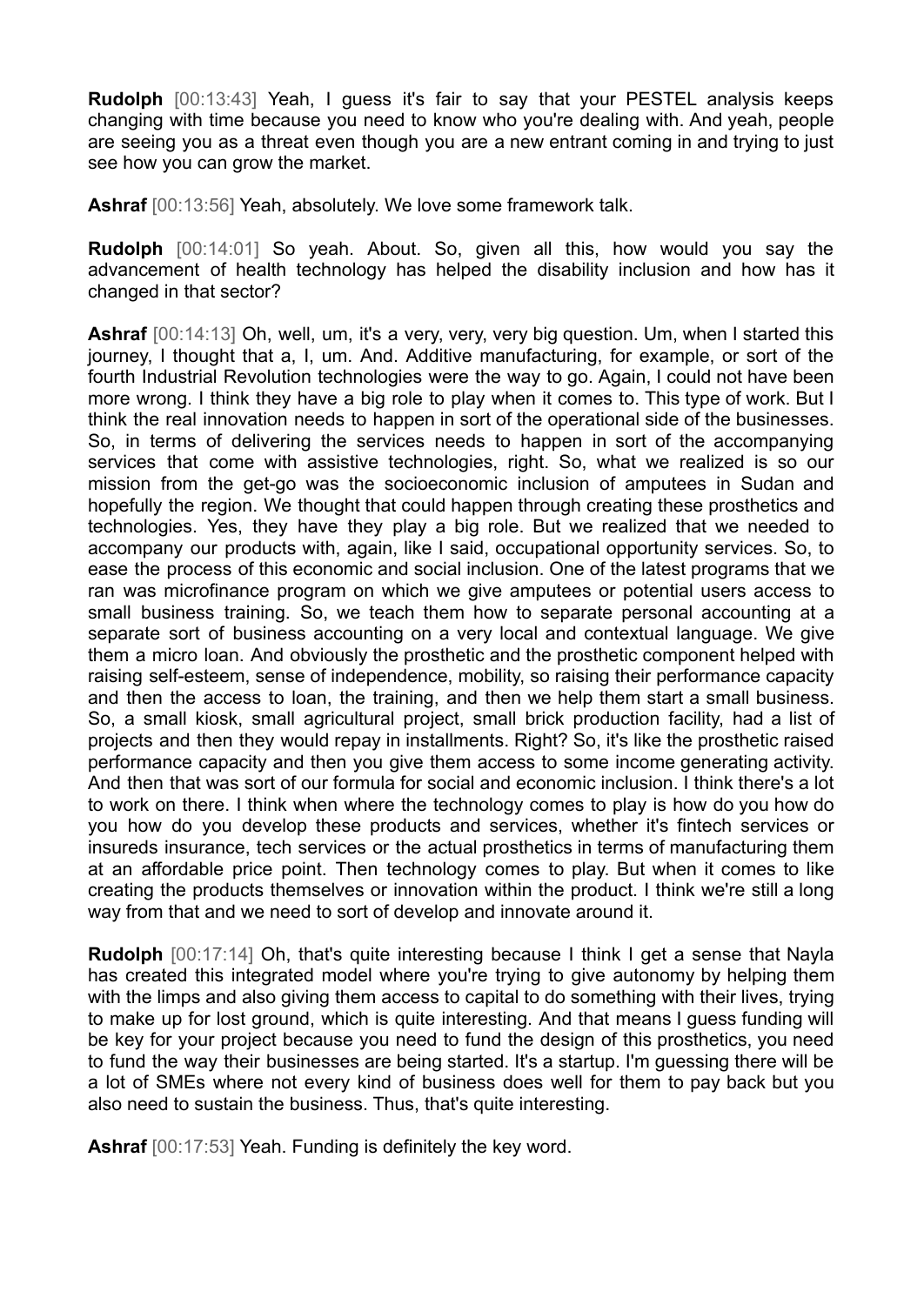**Rudolph** [00:13:43] Yeah, I guess it's fair to say that your PESTEL analysis keeps changing with time because you need to know who you're dealing with. And yeah, people are seeing you as a threat even though you are a new entrant coming in and trying to just see how you can grow the market.

**Ashraf** [00:13:56] Yeah, absolutely. We love some framework talk.

**Rudolph** [00:14:01] So yeah. About. So, given all this, how would you say the advancement of health technology has helped the disability inclusion and how has it changed in that sector?

**Ashraf** [00:14:13] Oh, well, um, it's a very, very, very big question. Um, when I started this journey, I thought that a, I, um. And. Additive manufacturing, for example, or sort of the fourth Industrial Revolution technologies were the way to go. Again, I could not have been more wrong. I think they have a big role to play when it comes to. This type of work. But I think the real innovation needs to happen in sort of the operational side of the businesses. So, in terms of delivering the services needs to happen in sort of the accompanying services that come with assistive technologies, right. So, what we realized is so our mission from the get-go was the socioeconomic inclusion of amputees in Sudan and hopefully the region. We thought that could happen through creating these prosthetics and technologies. Yes, they have they play a big role. But we realized that we needed to accompany our products with, again, like I said, occupational opportunity services. So, to ease the process of this economic and social inclusion. One of the latest programs that we ran was microfinance program on which we give amputees or potential users access to small business training. So, we teach them how to separate personal accounting at a separate sort of business accounting on a very local and contextual language. We give them a micro loan. And obviously the prosthetic and the prosthetic component helped with raising self-esteem, sense of independence, mobility, so raising their performance capacity and then the access to loan, the training, and then we help them start a small business. So, a small kiosk, small agricultural project, small brick production facility, had a list of projects and then they would repay in installments. Right? So, it's like the prosthetic raised performance capacity and then you give them access to some income generating activity. And then that was sort of our formula for social and economic inclusion. I think there's a lot to work on there. I think when where the technology comes to play is how do you how do you how do you develop these products and services, whether it's fintech services or insureds insurance, tech services or the actual prosthetics in terms of manufacturing them at an affordable price point. Then technology comes to play. But when it comes to like creating the products themselves or innovation within the product. I think we're still a long way from that and we need to sort of develop and innovate around it.

**Rudolph** [00:17:14] Oh, that's quite interesting because I think I get a sense that Nayla has created this integrated model where you're trying to give autonomy by helping them with the limps and also giving them access to capital to do something with their lives, trying to make up for lost ground, which is quite interesting. And that means I guess funding will be key for your project because you need to fund the design of this prosthetics, you need to fund the way their businesses are being started. It's a startup. I'm guessing there will be a lot of SMEs where not every kind of business does well for them to pay back but you also need to sustain the business. Thus, that's quite interesting.

**Ashraf** [00:17:53] Yeah. Funding is definitely the key word.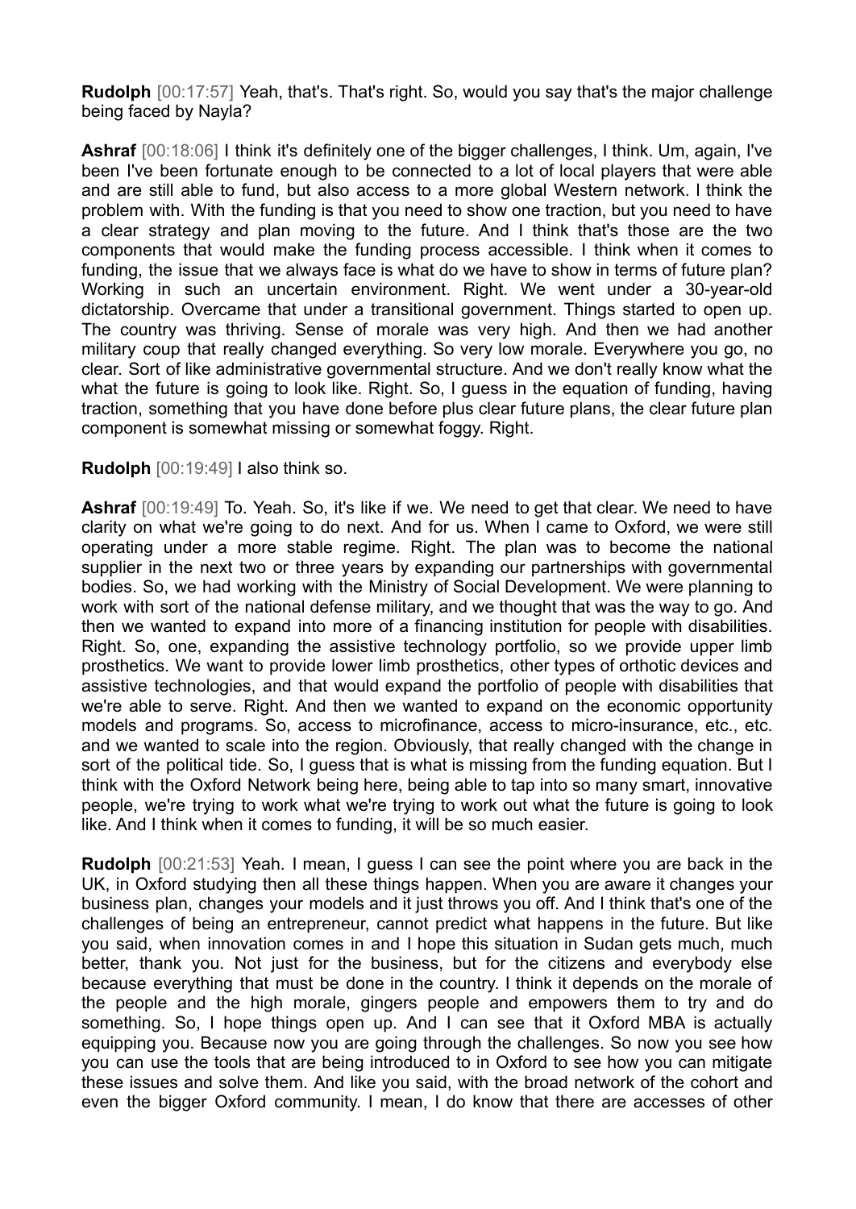**Rudolph** [00:17:57] Yeah, that's. That's right. So, would you say that's the major challenge being faced by Nayla?

**Ashraf** [00:18:06] I think it's definitely one of the bigger challenges, I think. Um, again, I've been I've been fortunate enough to be connected to a lot of local players that were able and are still able to fund, but also access to a more global Western network. I think the problem with. With the funding is that you need to show one traction, but you need to have a clear strategy and plan moving to the future. And I think that's those are the two components that would make the funding process accessible. I think when it comes to funding, the issue that we always face is what do we have to show in terms of future plan? Working in such an uncertain environment. Right. We went under a 30-year-old dictatorship. Overcame that under a transitional government. Things started to open up. The country was thriving. Sense of morale was very high. And then we had another military coup that really changed everything. So very low morale. Everywhere you go, no clear. Sort of like administrative governmental structure. And we don't really know what the what the future is going to look like. Right. So, I guess in the equation of funding, having traction, something that you have done before plus clear future plans, the clear future plan component is somewhat missing or somewhat foggy. Right.

**Rudolph** [00:19:49] I also think so.

**Ashraf** [00:19:49] To. Yeah. So, it's like if we. We need to get that clear. We need to have clarity on what we're going to do next. And for us. When I came to Oxford, we were still operating under a more stable regime. Right. The plan was to become the national supplier in the next two or three years by expanding our partnerships with governmental bodies. So, we had working with the Ministry of Social Development. We were planning to work with sort of the national defense military, and we thought that was the way to go. And then we wanted to expand into more of a financing institution for people with disabilities. Right. So, one, expanding the assistive technology portfolio, so we provide upper limb prosthetics. We want to provide lower limb prosthetics, other types of orthotic devices and assistive technologies, and that would expand the portfolio of people with disabilities that we're able to serve. Right. And then we wanted to expand on the economic opportunity models and programs. So, access to microfinance, access to micro-insurance, etc., etc. and we wanted to scale into the region. Obviously, that really changed with the change in sort of the political tide. So, I guess that is what is missing from the funding equation. But I think with the Oxford Network being here, being able to tap into so many smart, innovative people, we're trying to work what we're trying to work out what the future is going to look like. And I think when it comes to funding, it will be so much easier.

**Rudolph** [00:21:53] Yeah. I mean, I guess I can see the point where you are back in the UK, in Oxford studying then all these things happen. When you are aware it changes your business plan, changes your models and it just throws you off. And I think that's one of the challenges of being an entrepreneur, cannot predict what happens in the future. But like you said, when innovation comes in and I hope this situation in Sudan gets much, much better, thank you. Not just for the business, but for the citizens and everybody else because everything that must be done in the country. I think it depends on the morale of the people and the high morale, gingers people and empowers them to try and do something. So, I hope things open up. And I can see that it Oxford MBA is actually equipping you. Because now you are going through the challenges. So now you see how you can use the tools that are being introduced to in Oxford to see how you can mitigate these issues and solve them. And like you said, with the broad network of the cohort and even the bigger Oxford community. I mean, I do know that there are accesses of other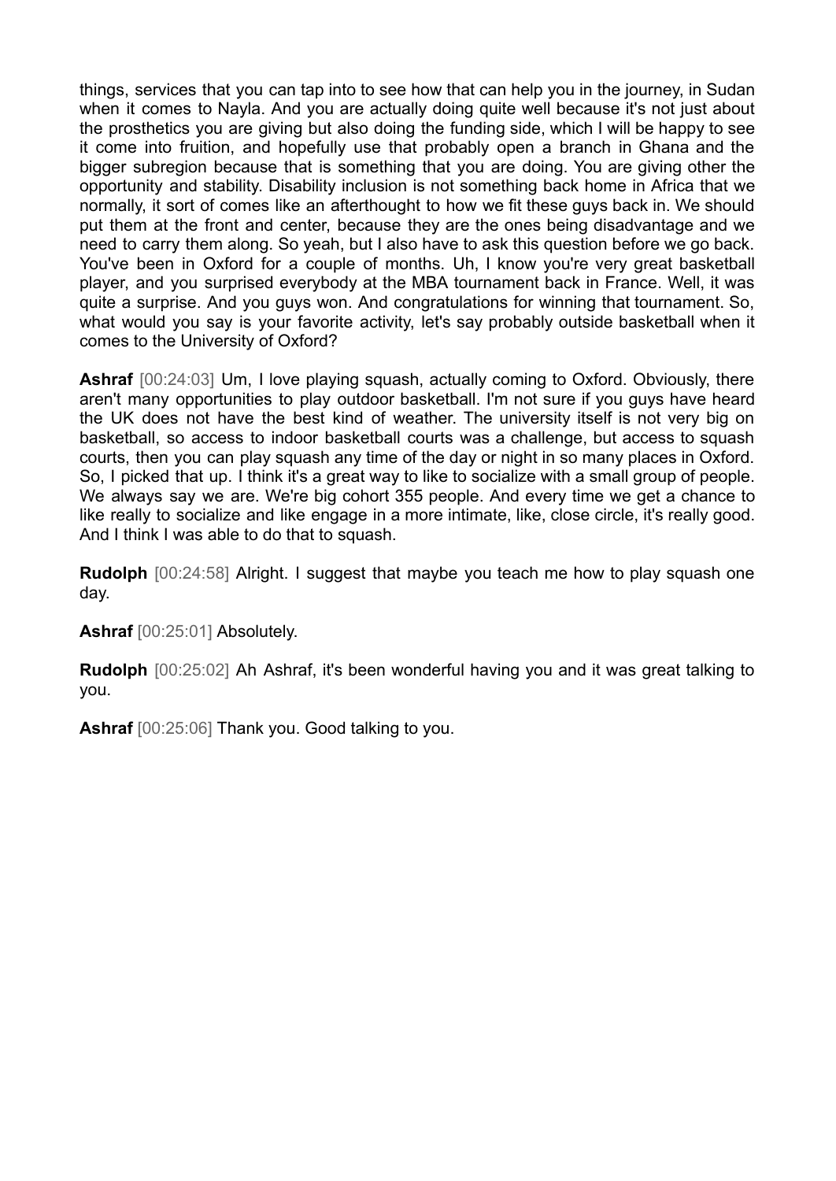things, services that you can tap into to see how that can help you in the journey, in Sudan when it comes to Nayla. And you are actually doing quite well because it's not just about the prosthetics you are giving but also doing the funding side, which I will be happy to see it come into fruition, and hopefully use that probably open a branch in Ghana and the bigger subregion because that is something that you are doing. You are giving other the opportunity and stability. Disability inclusion is not something back home in Africa that we normally, it sort of comes like an afterthought to how we fit these guys back in. We should put them at the front and center, because they are the ones being disadvantage and we need to carry them along. So yeah, but I also have to ask this question before we go back. You've been in Oxford for a couple of months. Uh, I know you're very great basketball player, and you surprised everybody at the MBA tournament back in France. Well, it was quite a surprise. And you guys won. And congratulations for winning that tournament. So, what would you say is your favorite activity, let's say probably outside basketball when it comes to the University of Oxford?

**Ashraf** [00:24:03] Um, I love playing squash, actually coming to Oxford. Obviously, there aren't many opportunities to play outdoor basketball. I'm not sure if you guys have heard the UK does not have the best kind of weather. The university itself is not very big on basketball, so access to indoor basketball courts was a challenge, but access to squash courts, then you can play squash any time of the day or night in so many places in Oxford. So, I picked that up. I think it's a great way to like to socialize with a small group of people. We always say we are. We're big cohort 355 people. And every time we get a chance to like really to socialize and like engage in a more intimate, like, close circle, it's really good. And I think I was able to do that to squash.

**Rudolph** [00:24:58] Alright. I suggest that maybe you teach me how to play squash one day.

**Ashraf** [00:25:01] Absolutely.

**Rudolph** [00:25:02] Ah Ashraf, it's been wonderful having you and it was great talking to you.

**Ashraf** [00:25:06] Thank you. Good talking to you.